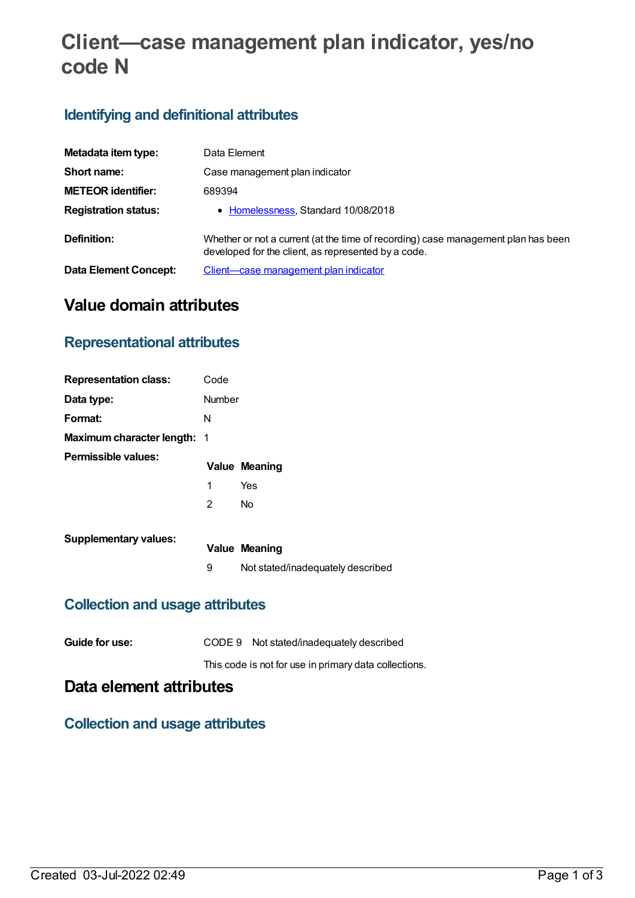# Client—case management plan indicator, yes/no code N

## Identifying and definitional attributes

| | |
|---|---|
| **Metadata item type:** | Data Element |
| **Short name:** | Case management plan indicator |
| **METEOR identifier:** | 689394 |
| **Registration status:** | • Homelessness, Standard 10/08/2018 |
| **Definition:** | Whether or not a current (at the time of recording) case management plan has been developed for the client, as represented by a code. |
| **Data Element Concept:** | Client—case management plan indicator |

# Value domain attributes

## Representational attributes

| | |
|---|---|
| **Representation class:** | Code |
| **Data type:** | Number |
| **Format:** | N |
| **Maximum character length:** | 1 |

**Permissible values:**

| Value | Meaning |
|---|---|
| 1 | Yes |
| 2 | No |

**Supplementary values:**

| Value | Meaning |
|---|---|
| 9 | Not stated/inadequately described |

## Collection and usage attributes

**Guide for use:** CODE 9 Not stated/inadequately described

This code is not for use in primary data collections.

# Data element attributes

## Collection and usage attributes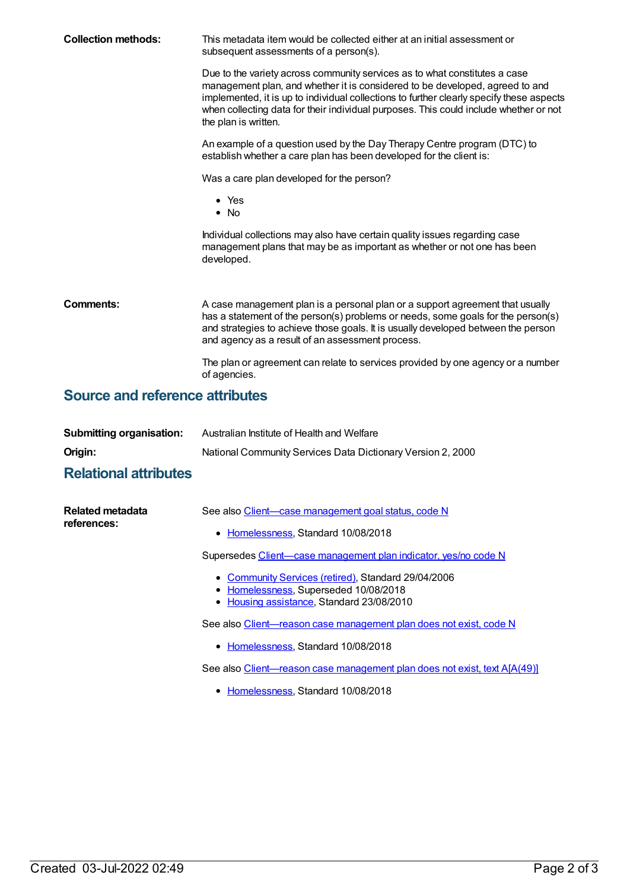**Collection methods:** This metadata item would be collected either at an initial assessment or subsequent assessments of a person(s).

Due to the variety across community services as to what constitutes a case management plan, and whether it is considered to be developed, agreed to and implemented, it is up to individual collections to further clearly specify these aspects when collecting data for their individual purposes. This could include whether or not the plan is written.

An example of a question used by the Day Therapy Centre program (DTC) to establish whether a care plan has been developed for the client is:

Was a care plan developed for the person?

- Yes
- No

Individual collections may also have certain quality issues regarding case management plans that may be as important as whether or not one has been developed.

**Comments:** A case management plan is a personal plan or a support agreement that usually has a statement of the person(s) problems or needs, some goals for the person(s) and strategies to achieve those goals. It is usually developed between the person and agency as a result of an assessment process.

The plan or agreement can relate to services provided by one agency or a number of agencies.

## Source and reference attributes

**Submitting organisation:** Australian Institute of Health and Welfare

**Origin:** National Community Services Data Dictionary Version 2, 2000

## Relational attributes

**Related metadata references:**

See also Client—case management goal status, code N

- Homelessness, Standard 10/08/2018

Supersedes Client—case management plan indicator, yes/no code N

- Community Services (retired), Standard 29/04/2006
- Homelessness, Superseded 10/08/2018
- Housing assistance, Standard 23/08/2010

See also Client—reason case management plan does not exist, code N

- Homelessness, Standard 10/08/2018

See also Client—reason case management plan does not exist, text A[A(49)]

- Homelessness, Standard 10/08/2018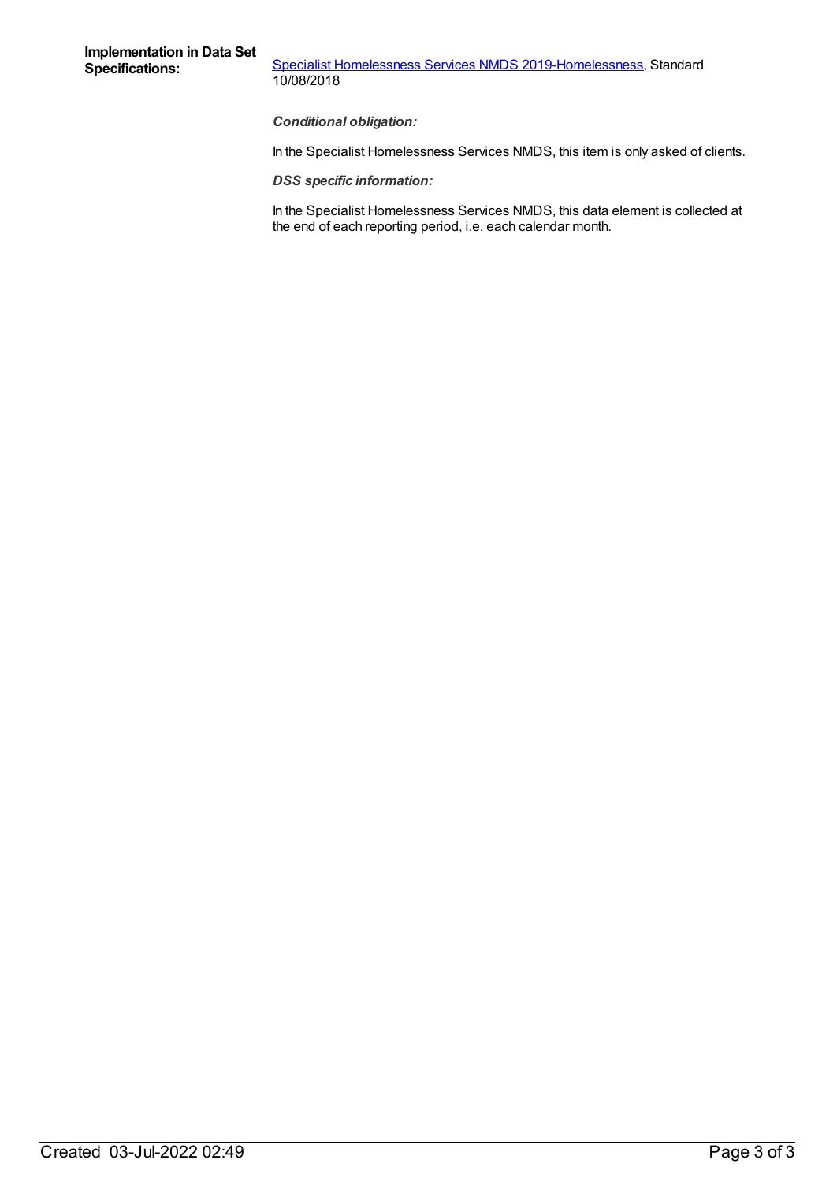**Implementation in Data Set Specifications:**

[Specialist Homelessness Services NMDS 2019-Homelessness](), Standard 10/08/2018

***Conditional obligation:***

In the Specialist Homelessness Services NMDS, this item is only asked of clients.

***DSS specific information:***

In the Specialist Homelessness Services NMDS, this data element is collected at the end of each reporting period, i.e. each calendar month.